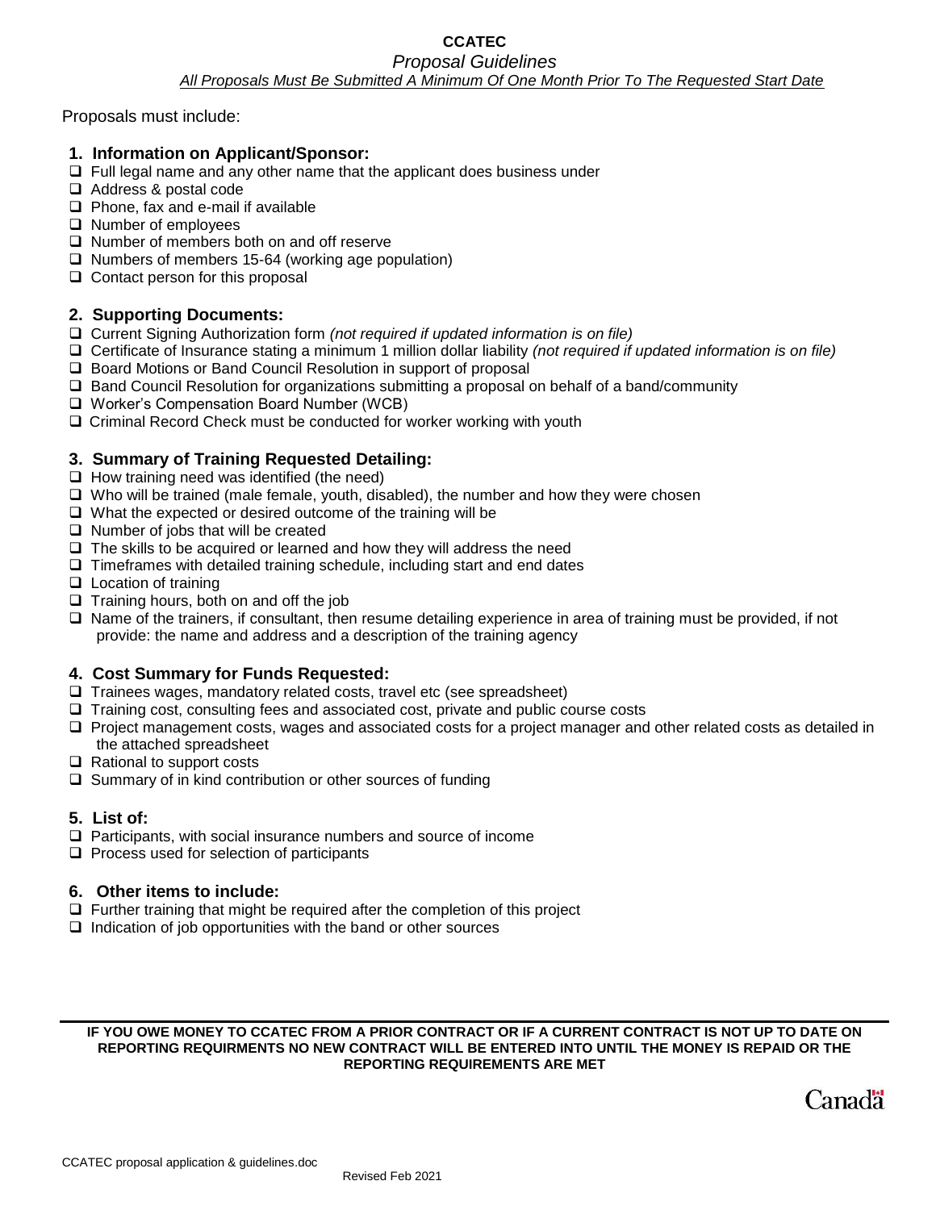**CCATEC**

*Proposal Guidelines*

*<u>All Proposals Must Be Submitted A Minimum Of One Month Prior To The Requested Start Date</u>*

Proposals must include:

## 1. Information on Applicant/Sponsor:

- ❑ Full legal name and any other name that the applicant does business under
- ❑ Address & postal code
- ❑ Phone, fax and e-mail if available
- ❑ Number of employees
- ❑ Number of members both on and off reserve
- ❑ Numbers of members 15-64 (working age population)
- ❑ Contact person for this proposal

## 2. Supporting Documents:

- ❑ Current Signing Authorization form *(not required if updated information is on file)*
- ❑ Certificate of Insurance stating a minimum 1 million dollar liability *(not required if updated information is on file)*
- ❑ Board Motions or Band Council Resolution in support of proposal
- ❑ Band Council Resolution for organizations submitting a proposal on behalf of a band/community
- ❑ Worker's Compensation Board Number (WCB)
- ❑ Criminal Record Check must be conducted for worker working with youth

## 3. Summary of Training Requested Detailing:

- ❑ How training need was identified (the need)
- ❑ Who will be trained (male female, youth, disabled), the number and how they were chosen
- ❑ What the expected or desired outcome of the training will be
- ❑ Number of jobs that will be created
- ❑ The skills to be acquired or learned and how they will address the need
- ❑ Timeframes with detailed training schedule, including start and end dates
- ❑ Location of training
- ❑ Training hours, both on and off the job
- ❑ Name of the trainers, if consultant, then resume detailing experience in area of training must be provided, if not provide: the name and address and a description of the training agency

## 4. Cost Summary for Funds Requested:

- ❑ Trainees wages, mandatory related costs, travel etc (see spreadsheet)
- ❑ Training cost, consulting fees and associated cost, private and public course costs
- ❑ Project management costs, wages and associated costs for a project manager and other related costs as detailed in the attached spreadsheet
- ❑ Rational to support costs
- ❑ Summary of in kind contribution or other sources of funding

## 5. List of:

- ❑ Participants, with social insurance numbers and source of income
- ❑ Process used for selection of participants

## 6. Other items to include:

- ❑ Further training that might be required after the completion of this project
- ❑ Indication of job opportunities with the band or other sources

---

**IF YOU OWE MONEY TO CCATEC FROM A PRIOR CONTRACT OR IF A CURRENT CONTRACT IS NOT UP TO DATE ON REPORTING REQUIRMENTS NO NEW CONTRACT WILL BE ENTERED INTO UNTIL THE MONEY IS REPAID OR THE REPORTING REQUIREMENTS ARE MET**

Canada

CCATEC proposal application & guidelines.doc

Revised Feb 2021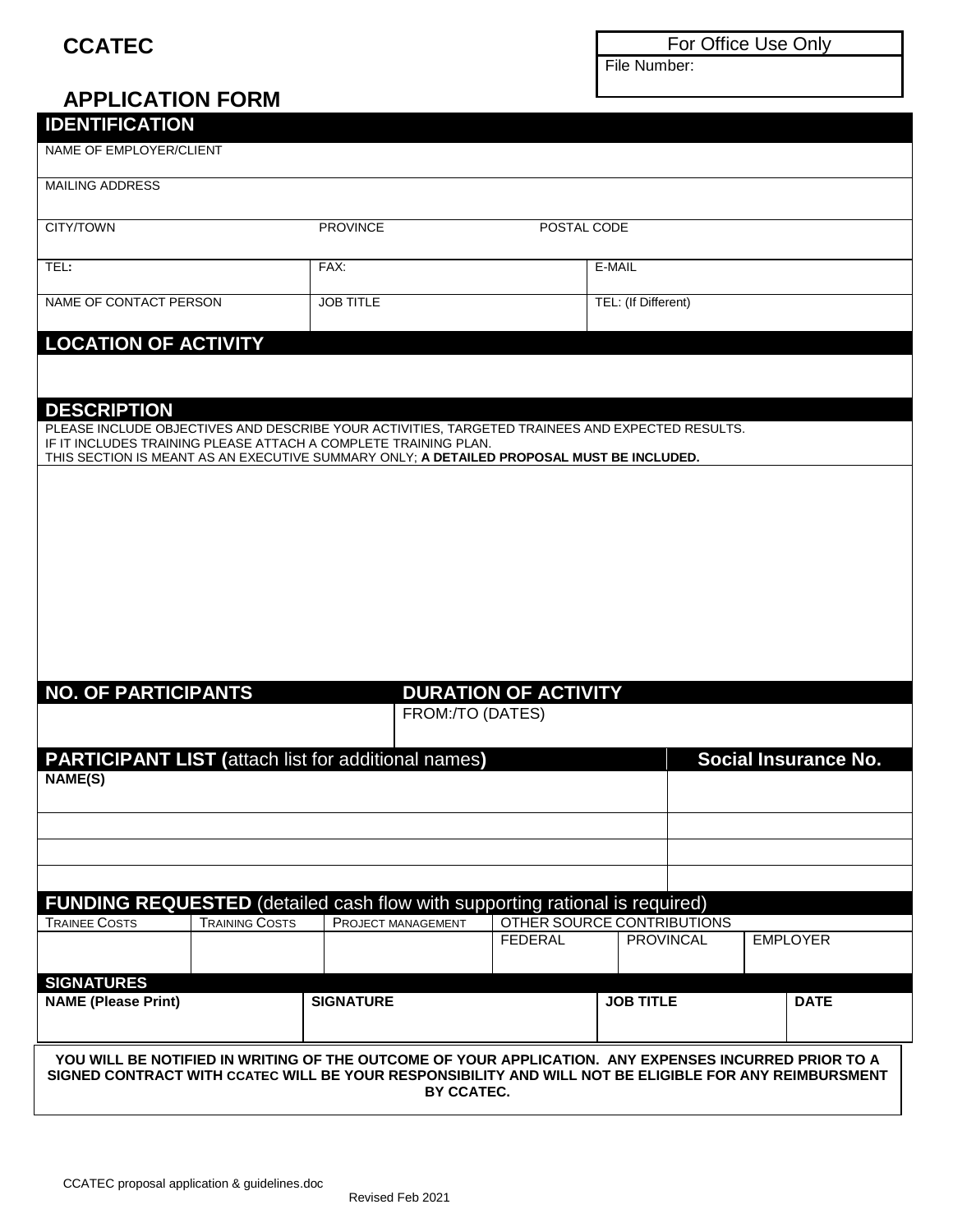**CCATEC**

| For Office Use Only |
| --- |
| File Number: |

## APPLICATION FORM

### IDENTIFICATION

| NAME OF EMPLOYER/CLIENT | | |
| --- | --- | --- |
| MAILING ADDRESS | | |
| CITY/TOWN | PROVINCE | POSTAL CODE |
| TEL: | FAX: | E-MAIL |
| NAME OF CONTACT PERSON | JOB TITLE | TEL: (If Different) |

### LOCATION OF ACTIVITY

### DESCRIPTION

PLEASE INCLUDE OBJECTIVES AND DESCRIBE YOUR ACTIVITIES, TARGETED TRAINEES AND EXPECTED RESULTS.
IF IT INCLUDES TRAINING PLEASE ATTACH A COMPLETE TRAINING PLAN.
THIS SECTION IS MEANT AS AN EXECUTIVE SUMMARY ONLY; **A DETAILED PROPOSAL MUST BE INCLUDED.**

| NO. OF PARTICIPANTS | DURATION OF ACTIVITY |
| --- | --- |
| | FROM:/TO (DATES) |

| PARTICIPANT LIST (attach list for additional names) | Social Insurance No. |
| --- | --- |
| **NAME(S)** | |
| | |
| | |
| | |

### FUNDING REQUESTED (detailed cash flow with supporting rational is required)

| TRAINEE COSTS | TRAINING COSTS | PROJECT MANAGEMENT | OTHER SOURCE CONTRIBUTIONS | | |
| --- | --- | --- | --- | --- | --- |
| | | | FEDERAL | PROVINCAL | EMPLOYER |
| | | | | | |

### SIGNATURES

| NAME (Please Print) | SIGNATURE | JOB TITLE | DATE |
| --- | --- | --- | --- |
| | | | |

**YOU WILL BE NOTIFIED IN WRITING OF THE OUTCOME OF YOUR APPLICATION. ANY EXPENSES INCURRED PRIOR TO A SIGNED CONTRACT WITH CCATEC WILL BE YOUR RESPONSIBILITY AND WILL NOT BE ELIGIBLE FOR ANY REIMBURSMENT BY CCATEC.**

CCATEC proposal application & guidelines.doc

Revised Feb 2021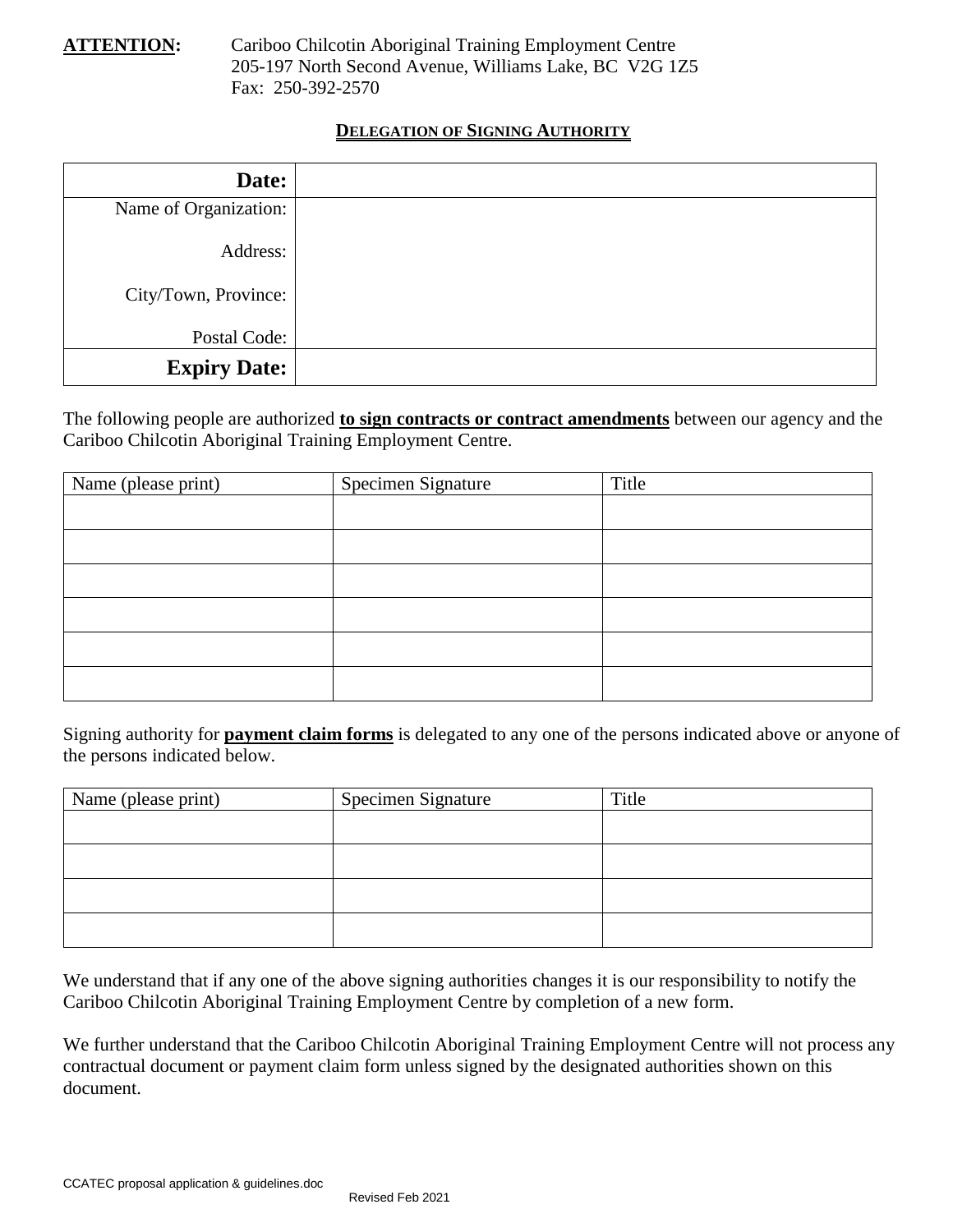**ATTENTION:** Cariboo Chilcotin Aboriginal Training Employment Centre
205-197 North Second Avenue, Williams Lake, BC V2G 1Z5
Fax: 250-392-2570

## DELEGATION OF SIGNING AUTHORITY

| | |
|---|---|
| **Date:** | |
| Name of Organization: | |
| Address: | |
| City/Town, Province: | |
| Postal Code: | |
| **Expiry Date:** | |

The following people are authorized **to sign contracts or contract amendments** between our agency and the Cariboo Chilcotin Aboriginal Training Employment Centre.

| Name (please print) | Specimen Signature | Title |
|---|---|---|
| | | |
| | | |
| | | |
| | | |
| | | |
| | | |

Signing authority for **payment claim forms** is delegated to any one of the persons indicated above or anyone of the persons indicated below.

| Name (please print) | Specimen Signature | Title |
|---|---|---|
| | | |
| | | |
| | | |
| | | |

We understand that if any one of the above signing authorities changes it is our responsibility to notify the Cariboo Chilcotin Aboriginal Training Employment Centre by completion of a new form.

We further understand that the Cariboo Chilcotin Aboriginal Training Employment Centre will not process any contractual document or payment claim form unless signed by the designated authorities shown on this document.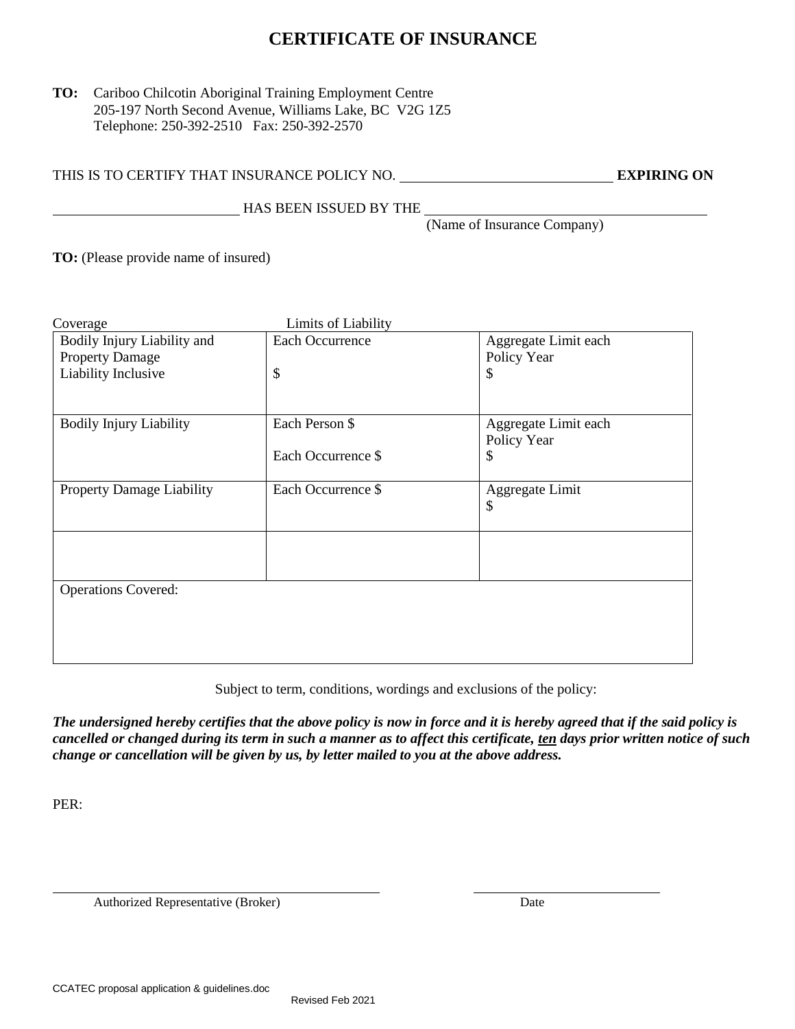# CERTIFICATE OF INSURANCE

**TO:** Cariboo Chilcotin Aboriginal Training Employment Centre
205-197 North Second Avenue, Williams Lake, BC V2G 1Z5
Telephone: 250-392-2510 Fax: 250-392-2570

THIS IS TO CERTIFY THAT INSURANCE POLICY NO. ____________________ **EXPIRING ON**

____________________ HAS BEEN ISSUED BY THE ____________________
(Name of Insurance Company)

**TO:** (Please provide name of insured)

| Coverage | Limits of Liability | |
|---|---|---|
| Bodily Injury Liability and Property Damage Liability Inclusive | Each Occurrence<br><br>$ | Aggregate Limit each Policy Year<br>$ |
| Bodily Injury Liability | Each Person $<br><br>Each Occurrence $ | Aggregate Limit each Policy Year<br>$ |
| Property Damage Liability | Each Occurrence $ | Aggregate Limit<br>$ |
| | | |
| Operations Covered: | | |

Subject to term, conditions, wordings and exclusions of the policy:

***The undersigned hereby certifies that the above policy is now in force and it is hereby agreed that if the said policy is cancelled or changed during its term in such a manner as to affect this certificate, <u>ten</u> days prior written notice of such change or cancellation will be given by us, by letter mailed to you at the above address.***

PER:

____________________ Authorized Representative (Broker)

____________________ Date

CCATEC proposal application & guidelines.doc

Revised Feb 2021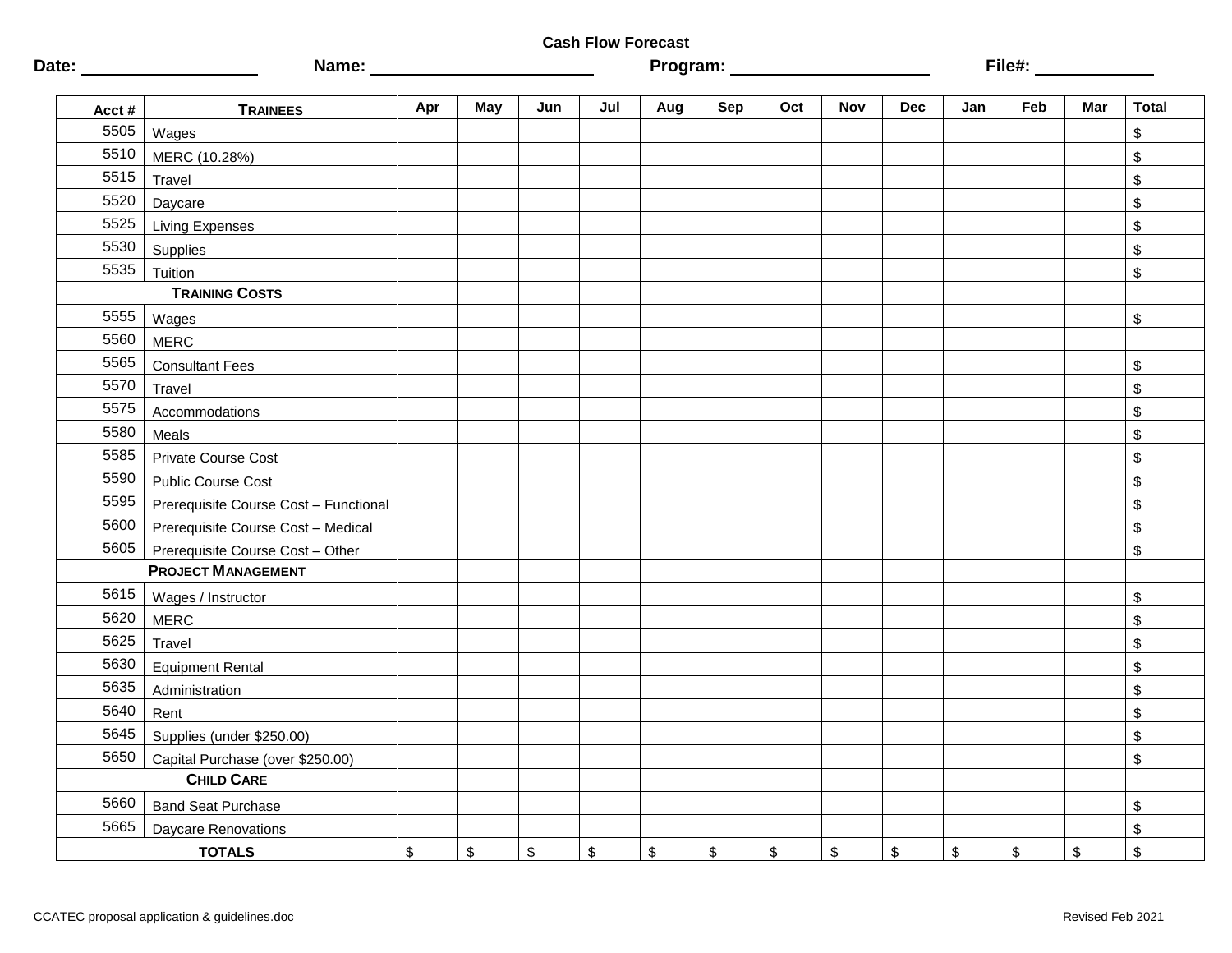## Cash Flow Forecast

**Date:** ____________ **Name:** ________________ **Program:** ______________ **File#:** __________

| Acct # | TRAINEES | Apr | May | Jun | Jul | Aug | Sep | Oct | Nov | Dec | Jan | Feb | Mar | Total |
|---|---|---|---|---|---|---|---|---|---|---|---|---|---|---|
| 5505 | Wages | | | | | | | | | | | | | $ |
| 5510 | MERC (10.28%) | | | | | | | | | | | | | $ |
| 5515 | Travel | | | | | | | | | | | | | $ |
| 5520 | Daycare | | | | | | | | | | | | | $ |
| 5525 | Living Expenses | | | | | | | | | | | | | $ |
| 5530 | Supplies | | | | | | | | | | | | | $ |
| 5535 | Tuition | | | | | | | | | | | | | $ |
| | **TRAINING COSTS** | | | | | | | | | | | | | |
| 5555 | Wages | | | | | | | | | | | | | $ |
| 5560 | MERC | | | | | | | | | | | | | |
| 5565 | Consultant Fees | | | | | | | | | | | | | $ |
| 5570 | Travel | | | | | | | | | | | | | $ |
| 5575 | Accommodations | | | | | | | | | | | | | $ |
| 5580 | Meals | | | | | | | | | | | | | $ |
| 5585 | Private Course Cost | | | | | | | | | | | | | $ |
| 5590 | Public Course Cost | | | | | | | | | | | | | $ |
| 5595 | Prerequisite Course Cost – Functional | | | | | | | | | | | | | $ |
| 5600 | Prerequisite Course Cost – Medical | | | | | | | | | | | | | $ |
| 5605 | Prerequisite Course Cost – Other | | | | | | | | | | | | | $ |
| | **PROJECT MANAGEMENT** | | | | | | | | | | | | | |
| 5615 | Wages / Instructor | | | | | | | | | | | | | $ |
| 5620 | MERC | | | | | | | | | | | | | $ |
| 5625 | Travel | | | | | | | | | | | | | $ |
| 5630 | Equipment Rental | | | | | | | | | | | | | $ |
| 5635 | Administration | | | | | | | | | | | | | $ |
| 5640 | Rent | | | | | | | | | | | | | $ |
| 5645 | Supplies (under $250.00) | | | | | | | | | | | | | $ |
| 5650 | Capital Purchase (over $250.00) | | | | | | | | | | | | | $ |
| | **CHILD CARE** | | | | | | | | | | | | | |
| 5660 | Band Seat Purchase | | | | | | | | | | | | | $ |
| 5665 | Daycare Renovations | | | | | | | | | | | | | $ |
| | **TOTALS** | $ | $ | $ | $ | $ | $ | $ | $ | $ | $ | $ | $ | $ |

CCATEC proposal application & guidelines.doc

Revised Feb 2021